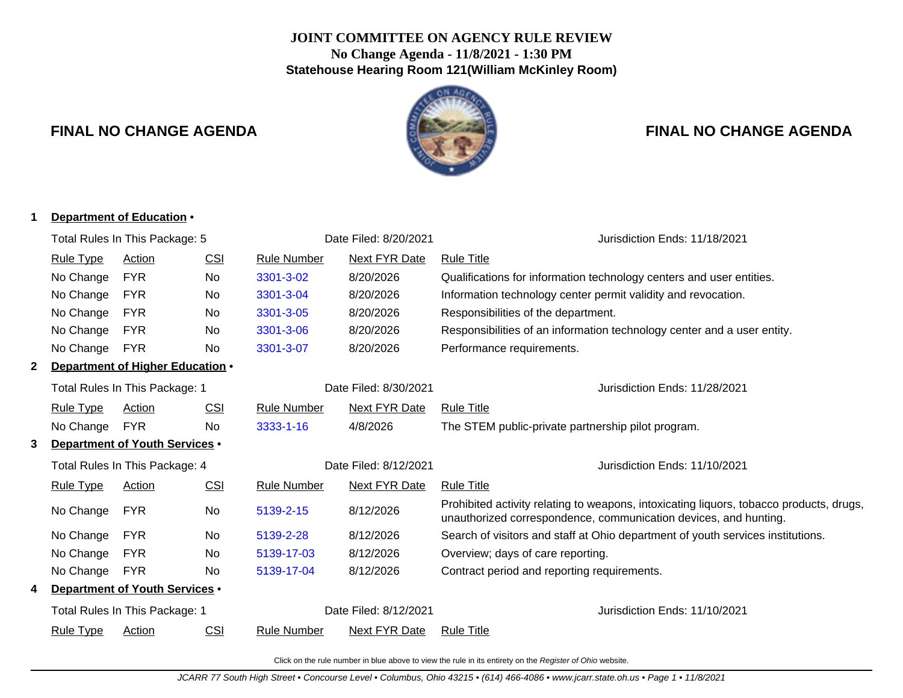**JOINT COMMITTEE ON AGENCY RULE REVIEW**
**No Change Agenda - 11/8/2021 - 1:30 PM**
**Statehouse Hearing Room 121(William McKinley Room)**

## FINAL NO CHANGE AGENDA

### 1 Department of Education •

Total Rules In This Package: 5 | Date Filed: 8/20/2021 | Jurisdiction Ends: 11/18/2021

| Rule Type | Action | CSI | Rule Number | Next FYR Date | Rule Title |
|---|---|---|---|---|---|
| No Change | FYR | No | 3301-3-02 | 8/20/2026 | Qualifications for information technology centers and user entities. |
| No Change | FYR | No | 3301-3-04 | 8/20/2026 | Information technology center permit validity and revocation. |
| No Change | FYR | No | 3301-3-05 | 8/20/2026 | Responsibilities of the department. |
| No Change | FYR | No | 3301-3-06 | 8/20/2026 | Responsibilities of an information technology center and a user entity. |
| No Change | FYR | No | 3301-3-07 | 8/20/2026 | Performance requirements. |

### 2 Department of Higher Education •

Total Rules In This Package: 1 | Date Filed: 8/30/2021 | Jurisdiction Ends: 11/28/2021

| Rule Type | Action | CSI | Rule Number | Next FYR Date | Rule Title |
|---|---|---|---|---|---|
| No Change | FYR | No | 3333-1-16 | 4/8/2026 | The STEM public-private partnership pilot program. |

### 3 Department of Youth Services •

Total Rules In This Package: 4 | Date Filed: 8/12/2021 | Jurisdiction Ends: 11/10/2021

| Rule Type | Action | CSI | Rule Number | Next FYR Date | Rule Title |
|---|---|---|---|---|---|
| No Change | FYR | No | 5139-2-15 | 8/12/2026 | Prohibited activity relating to weapons, intoxicating liquors, tobacco products, drugs, unauthorized correspondence, communication devices, and hunting. |
| No Change | FYR | No | 5139-2-28 | 8/12/2026 | Search of visitors and staff at Ohio department of youth services institutions. |
| No Change | FYR | No | 5139-17-03 | 8/12/2026 | Overview; days of care reporting. |
| No Change | FYR | No | 5139-17-04 | 8/12/2026 | Contract period and reporting requirements. |

### 4 Department of Youth Services •

Total Rules In This Package: 1 | Date Filed: 8/12/2021 | Jurisdiction Ends: 11/10/2021

| Rule Type | Action | CSI | Rule Number | Next FYR Date | Rule Title |
|---|---|---|---|---|---|

Click on the rule number in blue above to view the rule in its entirety on the *Register of Ohio* website.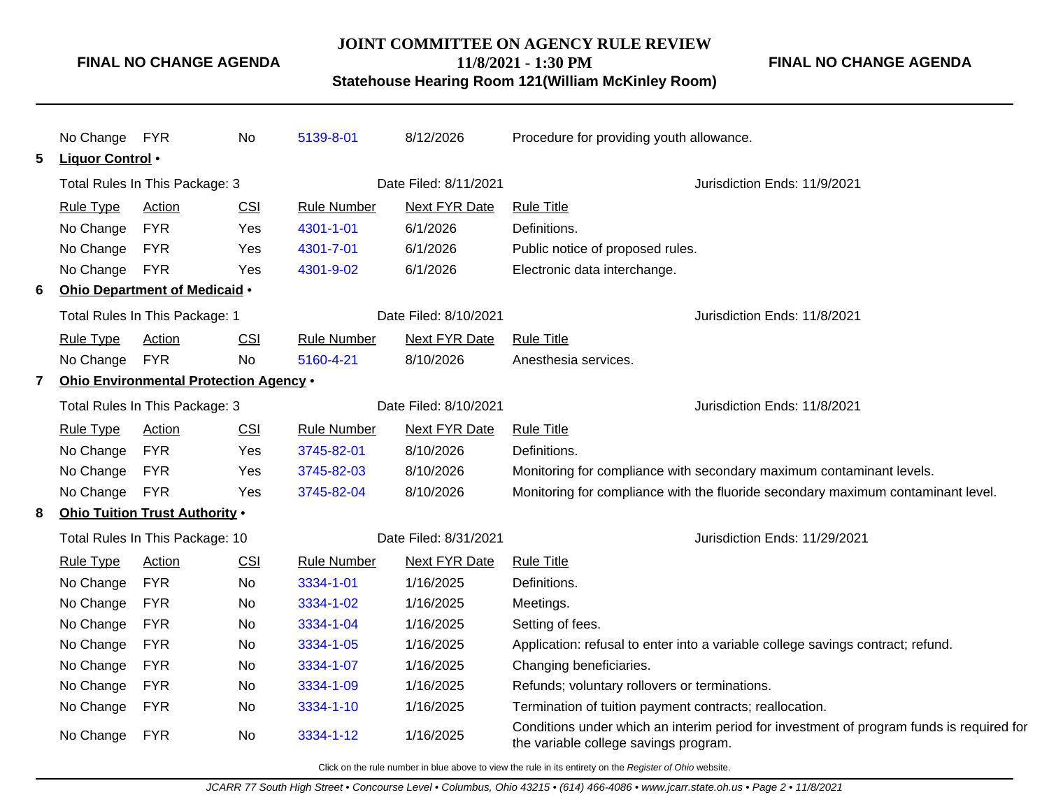| Rule Type | Action | CSI | Rule Number | Next FYR Date | Rule Title |
|---|---|---|---|---|---|
| No Change | FYR | No | 5139-8-01 | 8/12/2026 | Procedure for providing youth allowance. |

**5 Liquor Control •**

Total Rules In This Package: 3 | Date Filed: 8/11/2021 | Jurisdiction Ends: 11/9/2021

| Rule Type | Action | CSI | Rule Number | Next FYR Date | Rule Title |
|---|---|---|---|---|---|
| No Change | FYR | Yes | 4301-1-01 | 6/1/2026 | Definitions. |
| No Change | FYR | Yes | 4301-7-01 | 6/1/2026 | Public notice of proposed rules. |
| No Change | FYR | Yes | 4301-9-02 | 6/1/2026 | Electronic data interchange. |

**6 Ohio Department of Medicaid •**

Total Rules In This Package: 1 | Date Filed: 8/10/2021 | Jurisdiction Ends: 11/8/2021

| Rule Type | Action | CSI | Rule Number | Next FYR Date | Rule Title |
|---|---|---|---|---|---|
| No Change | FYR | No | 5160-4-21 | 8/10/2026 | Anesthesia services. |

**7 Ohio Environmental Protection Agency •**

Total Rules In This Package: 3 | Date Filed: 8/10/2021 | Jurisdiction Ends: 11/8/2021

| Rule Type | Action | CSI | Rule Number | Next FYR Date | Rule Title |
|---|---|---|---|---|---|
| No Change | FYR | Yes | 3745-82-01 | 8/10/2026 | Definitions. |
| No Change | FYR | Yes | 3745-82-03 | 8/10/2026 | Monitoring for compliance with secondary maximum contaminant levels. |
| No Change | FYR | Yes | 3745-82-04 | 8/10/2026 | Monitoring for compliance with the fluoride secondary maximum contaminant level. |

**8 Ohio Tuition Trust Authority •**

Total Rules In This Package: 10 | Date Filed: 8/31/2021 | Jurisdiction Ends: 11/29/2021

| Rule Type | Action | CSI | Rule Number | Next FYR Date | Rule Title |
|---|---|---|---|---|---|
| No Change | FYR | No | 3334-1-01 | 1/16/2025 | Definitions. |
| No Change | FYR | No | 3334-1-02 | 1/16/2025 | Meetings. |
| No Change | FYR | No | 3334-1-04 | 1/16/2025 | Setting of fees. |
| No Change | FYR | No | 3334-1-05 | 1/16/2025 | Application: refusal to enter into a variable college savings contract; refund. |
| No Change | FYR | No | 3334-1-07 | 1/16/2025 | Changing beneficiaries. |
| No Change | FYR | No | 3334-1-09 | 1/16/2025 | Refunds; voluntary rollovers or terminations. |
| No Change | FYR | No | 3334-1-10 | 1/16/2025 | Termination of tuition payment contracts; reallocation. |
| No Change | FYR | No | 3334-1-12 | 1/16/2025 | Conditions under which an interim period for investment of program funds is required for the variable college savings program. |

Click on the rule number in blue above to view the rule in its entirety on the *Register of Ohio* website.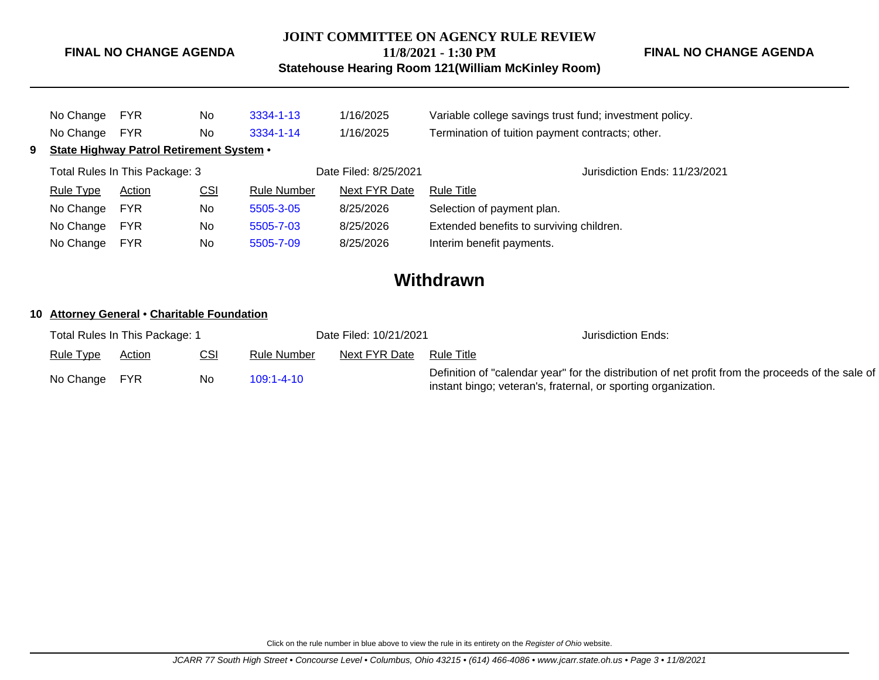| | | | | | |
|---|---|---|---|---|---|
| No Change | FYR | No | 3334-1-13 | 1/16/2025 | Variable college savings trust fund; investment policy. |
| No Change | FYR | No | 3334-1-14 | 1/16/2025 | Termination of tuition payment contracts; other. |

**9 State Highway Patrol Retirement System •**

Total Rules In This Package: 3 | Date Filed: 8/25/2021 | Jurisdiction Ends: 11/23/2021

| Rule Type | Action | CSI | Rule Number | Next FYR Date | Rule Title |
|---|---|---|---|---|---|
| No Change | FYR | No | 5505-3-05 | 8/25/2026 | Selection of payment plan. |
| No Change | FYR | No | 5505-7-03 | 8/25/2026 | Extended benefits to surviving children. |
| No Change | FYR | No | 5505-7-09 | 8/25/2026 | Interim benefit payments. |

## Withdrawn

**10 Attorney General • Charitable Foundation**

Total Rules In This Package: 1 | Date Filed: 10/21/2021 | Jurisdiction Ends:

| Rule Type | Action | CSI | Rule Number | Next FYR Date | Rule Title |
|---|---|---|---|---|---|
| No Change | FYR | No | 109:1-4-10 | | Definition of "calendar year" for the distribution of net profit from the proceeds of the sale of instant bingo; veteran's, fraternal, or sporting organization. |

Click on the rule number in blue above to view the rule in its entirety on the *Register of Ohio* website.